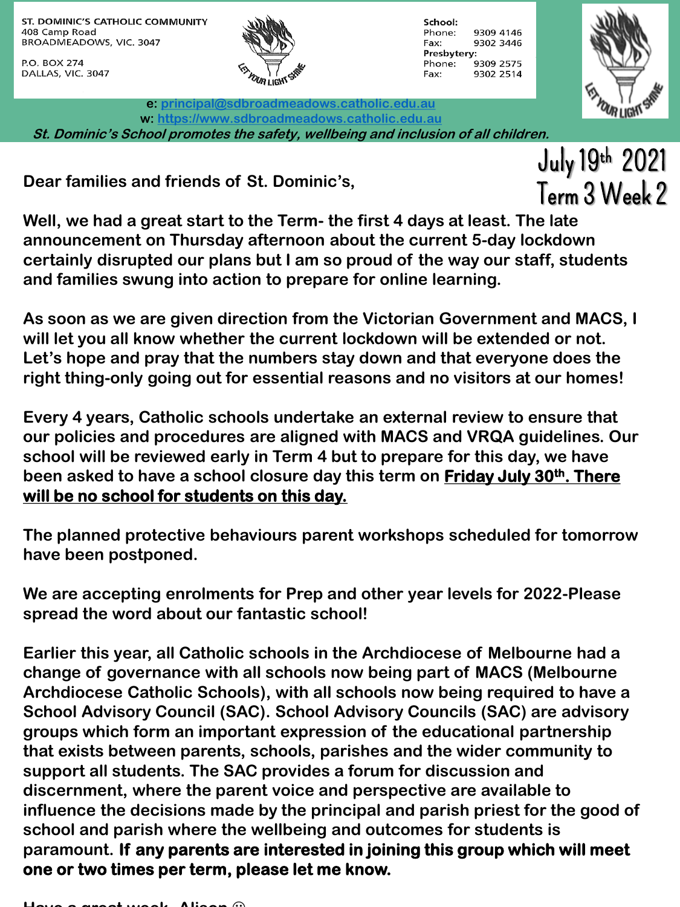ST. DOMINIC'S CATHOLIC COMMUNITY
408 Camp Road
BROADMEADOWS, VIC. 3047

P.O. BOX 274
DALLAS, VIC. 3047

School:
Phone: 9309 4146
Fax: 9302 3446
Presbytery:
Phone: 9309 2575
Fax: 9302 2514

e: principal@sdbroadmeadows.catholic.edu.au
w: https://www.sdbroadmeadows.catholic.edu.au

*St. Dominic's School promotes the safety, wellbeing and inclusion of all children.*

July 19th 2021
Term 3 Week 2

**Dear families and friends of St. Dominic's,**

**Well, we had a great start to the Term- the first 4 days at least. The late announcement on Thursday afternoon about the current 5-day lockdown certainly disrupted our plans but I am so proud of the way our staff, students and families swung into action to prepare for online learning.**

**As soon as we are given direction from the Victorian Government and MACS, I will let you all know whether the current lockdown will be extended or not. Let's hope and pray that the numbers stay down and that everyone does the right thing-only going out for essential reasons and no visitors at our homes!**

**Every 4 years, Catholic schools undertake an external review to ensure that our policies and procedures are aligned with MACS and VRQA guidelines. Our school will be reviewed early in Term 4 but to prepare for this day, we have been asked to have a school closure day this term on <u>Friday July 30th. There will be no school for students on this day.</u>**

**The planned protective behaviours parent workshops scheduled for tomorrow have been postponed.**

**We are accepting enrolments for Prep and other year levels for 2022-Please spread the word about our fantastic school!**

**Earlier this year, all Catholic schools in the Archdiocese of Melbourne had a change of governance with all schools now being part of MACS (Melbourne Archdiocese Catholic Schools), with all schools now being required to have a School Advisory Council (SAC). School Advisory Councils (SAC) are advisory groups which form an important expression of the educational partnership that exists between parents, schools, parishes and the wider community to support all students. The SAC provides a forum for discussion and discernment, where the parent voice and perspective are available to influence the decisions made by the principal and parish priest for the good of school and parish where the wellbeing and outcomes for students is paramount. If any parents are interested in joining this group which will meet one or two times per term, please let me know.**

**Have a great week, Alison ☺**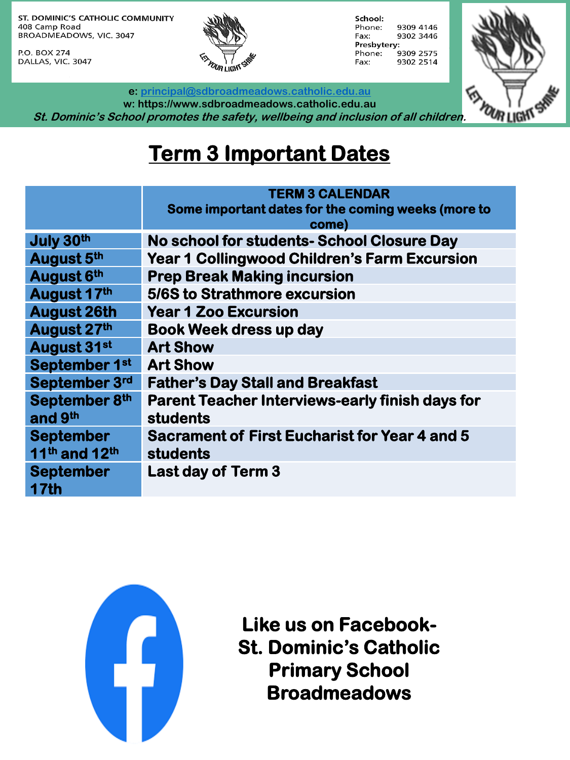ST. DOMINIC'S CATHOLIC COMMUNITY
408 Camp Road
BROADMEADOWS, VIC. 3047

P.O. BOX 274
DALLAS, VIC. 3047

LET YOUR LIGHT SHINE

School:
Phone: 9309 4146
Fax: 9302 3446
Presbytery:
Phone: 9309 2575
Fax: 9302 2514

e: principal@sdbroadmeadows.catholic.edu.au
w: https://www.sdbroadmeadows.catholic.edu.au
*St. Dominic's School promotes the safety, wellbeing and inclusion of all children.*

# Term 3 Important Dates

| | TERM 3 CALENDAR Some important dates for the coming weeks (more to come) |
|---|---|
| July 30th | No school for students- School Closure Day |
| August 5th | Year 1 Collingwood Children's Farm Excursion |
| August 6th | Prep Break Making incursion |
| August 17th | 5/6S to Strathmore excursion |
| August 26th | Year 1 Zoo Excursion |
| August 27th | Book Week dress up day |
| August 31st | Art Show |
| September 1st | Art Show |
| September 3rd | Father's Day Stall and Breakfast |
| September 8th and 9th | Parent Teacher Interviews-early finish days for students |
| September 11th and 12th | Sacrament of First Eucharist for Year 4 and 5 students |
| September 17th | Last day of Term 3 |

**Like us on Facebook- St. Dominic's Catholic Primary School Broadmeadows**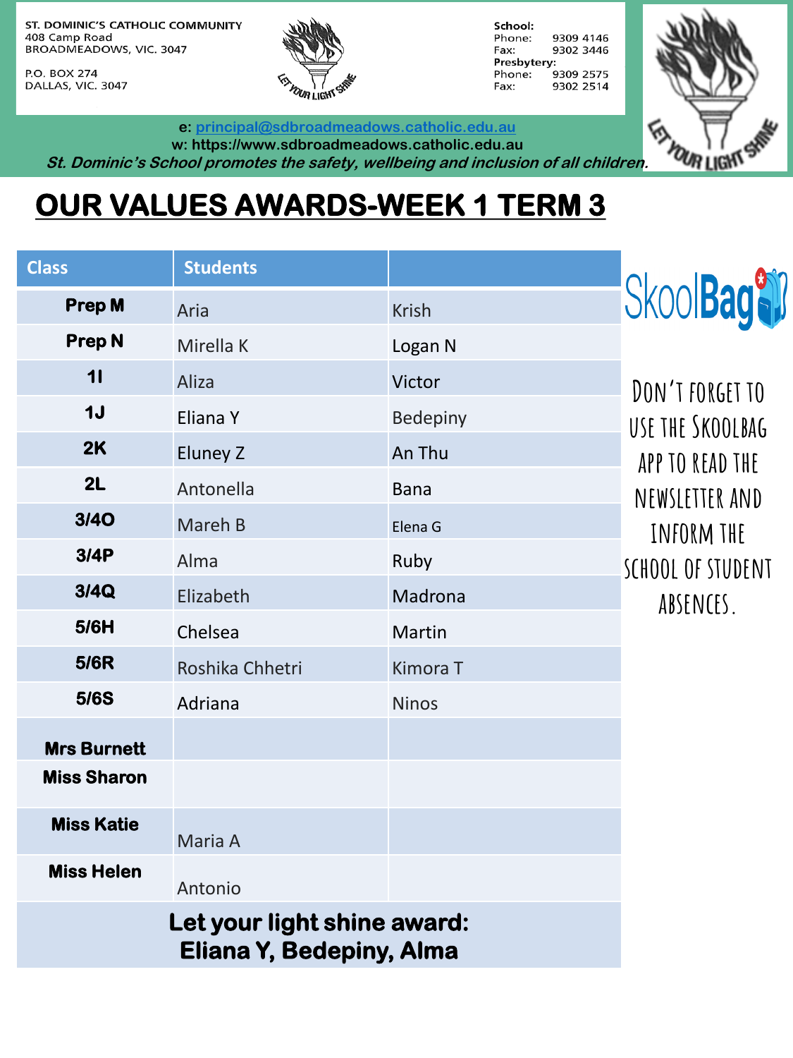ST. DOMINIC'S CATHOLIC COMMUNITY
408 Camp Road
BROADMEADOWS, VIC. 3047

P.O. BOX 274
DALLAS, VIC. 3047

School:
Phone: 9309 4146
Fax: 9302 3446
Presbytery:
Phone: 9309 2575
Fax: 9302 2514

e: principal@sdbroadmeadows.catholic.edu.au
w: https://www.sdbroadmeadows.catholic.edu.au

*St. Dominic's School promotes the safety, wellbeing and inclusion of all children.*

LET YOUR LIGHT SHINE

# OUR VALUES AWARDS-WEEK 1 TERM 3

| Class | Students | |
|---|---|---|
| **Prep M** | Aria | Krish |
| **Prep N** | Mirella K | Logan N |
| **1I** | Aliza | Victor |
| **1J** | Eliana Y | Bedepiny |
| **2K** | Eluney Z | An Thu |
| **2L** | Antonella | Bana |
| **3/4O** | Mareh B | Elena G |
| **3/4P** | Alma | Ruby |
| **3/4Q** | Elizabeth | Madrona |
| **5/6H** | Chelsea | Martin |
| **5/6R** | Roshika Chhetri | Kimora T |
| **5/6S** | Adriana | Ninos |
| **Mrs Burnett** | | |
| **Miss Sharon** | | |
| **Miss Katie** | Maria A | |
| **Miss Helen** | Antonio | |

**Let your light shine award:**
**Eliana Y, Bedepiny, Alma**

SkoolBag

Don't forget to use the Skoolbag app to read the newsletter and inform the school of student absences.